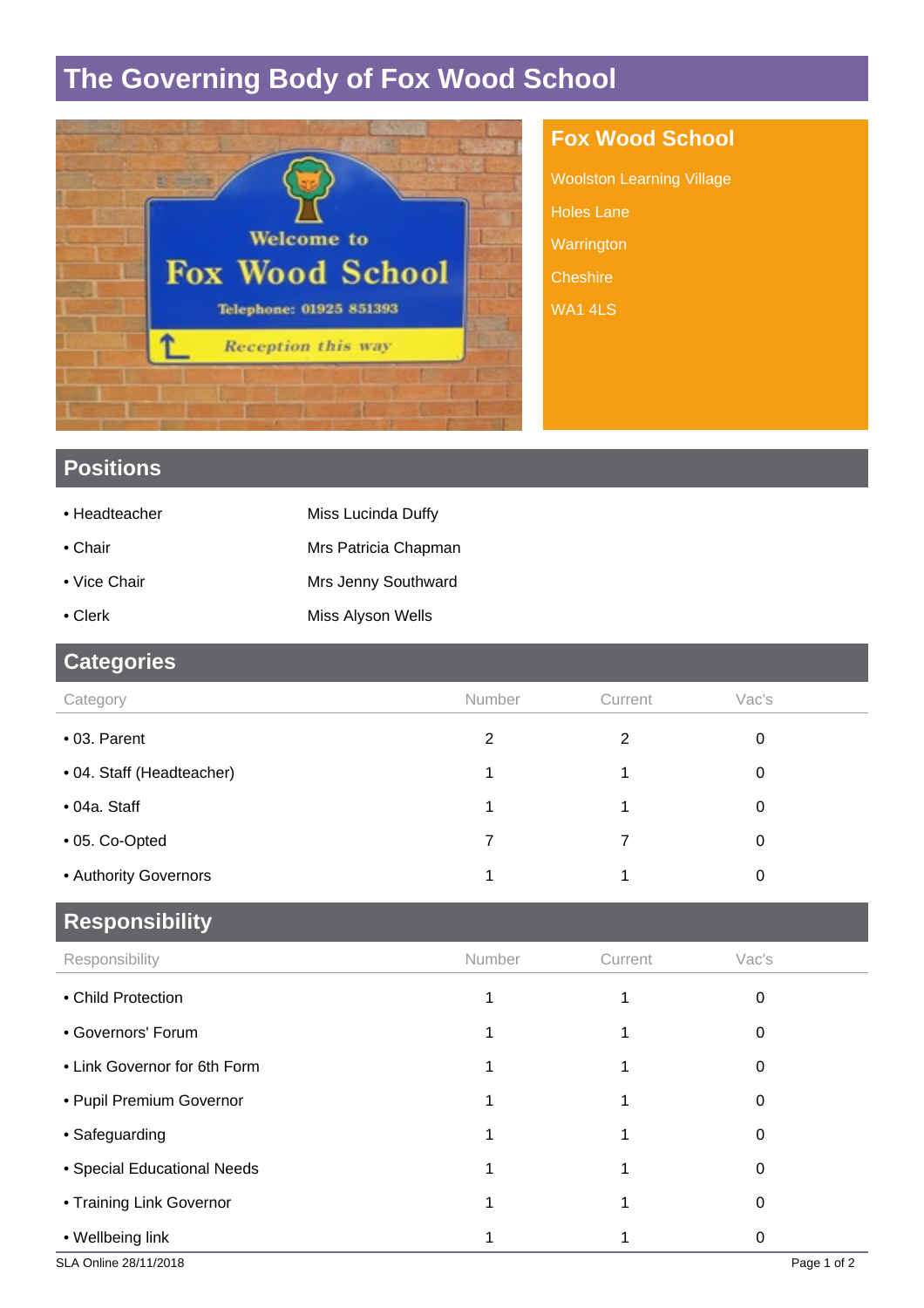# The Governing Body of Fox Wood School

## Fox Wood School

Woolston Learning Village

Holes Lane

Warrington

Cheshire

WA1 4LS

## Positions

| | |
|---|---|
| • Headteacher | Miss Lucinda Duffy |
| • Chair | Mrs Patricia Chapman |
| • Vice Chair | Mrs Jenny Southward |
| • Clerk | Miss Alyson Wells |

## Categories

| Category | Number | Current | Vac's |
|---|---|---|---|
| • 03. Parent | 2 | 2 | 0 |
| • 04. Staff (Headteacher) | 1 | 1 | 0 |
| • 04a. Staff | 1 | 1 | 0 |
| • 05. Co-Opted | 7 | 7 | 0 |
| • Authority Governors | 1 | 1 | 0 |

## Responsibility

| Responsibility | Number | Current | Vac's |
|---|---|---|---|
| • Child Protection | 1 | 1 | 0 |
| • Governors' Forum | 1 | 1 | 0 |
| • Link Governor for 6th Form | 1 | 1 | 0 |
| • Pupil Premium Governor | 1 | 1 | 0 |
| • Safeguarding | 1 | 1 | 0 |
| • Special Educational Needs | 1 | 1 | 0 |
| • Training Link Governor | 1 | 1 | 0 |
| • Wellbeing link | 1 | 1 | 0 |

SLA Online 28/11/2018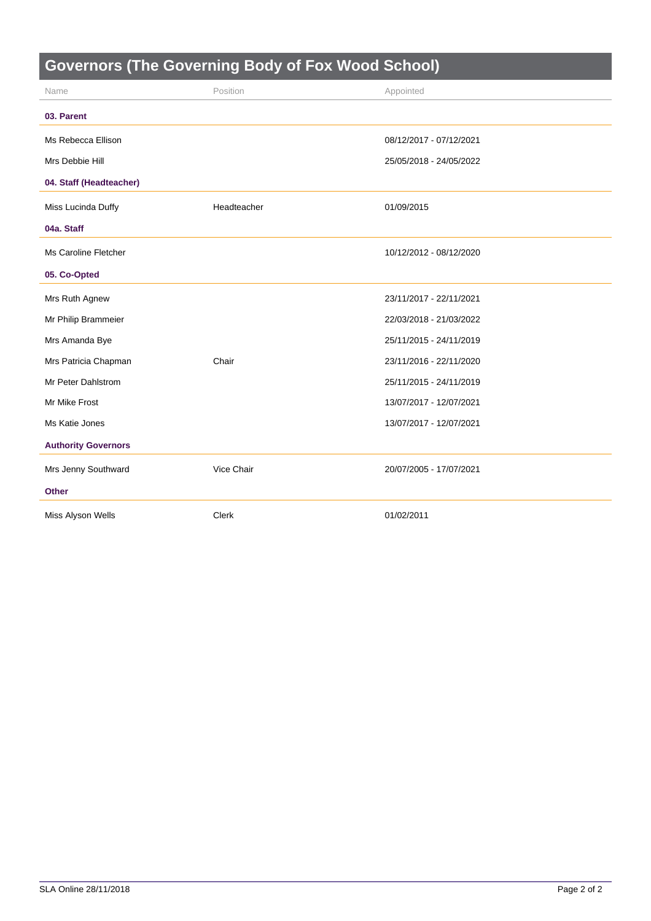## Governors (The Governing Body of Fox Wood School)

| Name | Position | Appointed |
|---|---|---|
| **03. Parent** | | |
| Ms Rebecca Ellison | | 08/12/2017 - 07/12/2021 |
| Mrs Debbie Hill | | 25/05/2018 - 24/05/2022 |
| **04. Staff (Headteacher)** | | |
| Miss Lucinda Duffy | Headteacher | 01/09/2015 |
| **04a. Staff** | | |
| Ms Caroline Fletcher | | 10/12/2012 - 08/12/2020 |
| **05. Co-Opted** | | |
| Mrs Ruth Agnew | | 23/11/2017 - 22/11/2021 |
| Mr Philip Brammeier | | 22/03/2018 - 21/03/2022 |
| Mrs Amanda Bye | | 25/11/2015 - 24/11/2019 |
| Mrs Patricia Chapman | Chair | 23/11/2016 - 22/11/2020 |
| Mr Peter Dahlstrom | | 25/11/2015 - 24/11/2019 |
| Mr Mike Frost | | 13/07/2017 - 12/07/2021 |
| Ms Katie Jones | | 13/07/2017 - 12/07/2021 |
| **Authority Governors** | | |
| Mrs Jenny Southward | Vice Chair | 20/07/2005 - 17/07/2021 |
| **Other** | | |
| Miss Alyson Wells | Clerk | 01/02/2011 |

SLA Online 28/11/2018